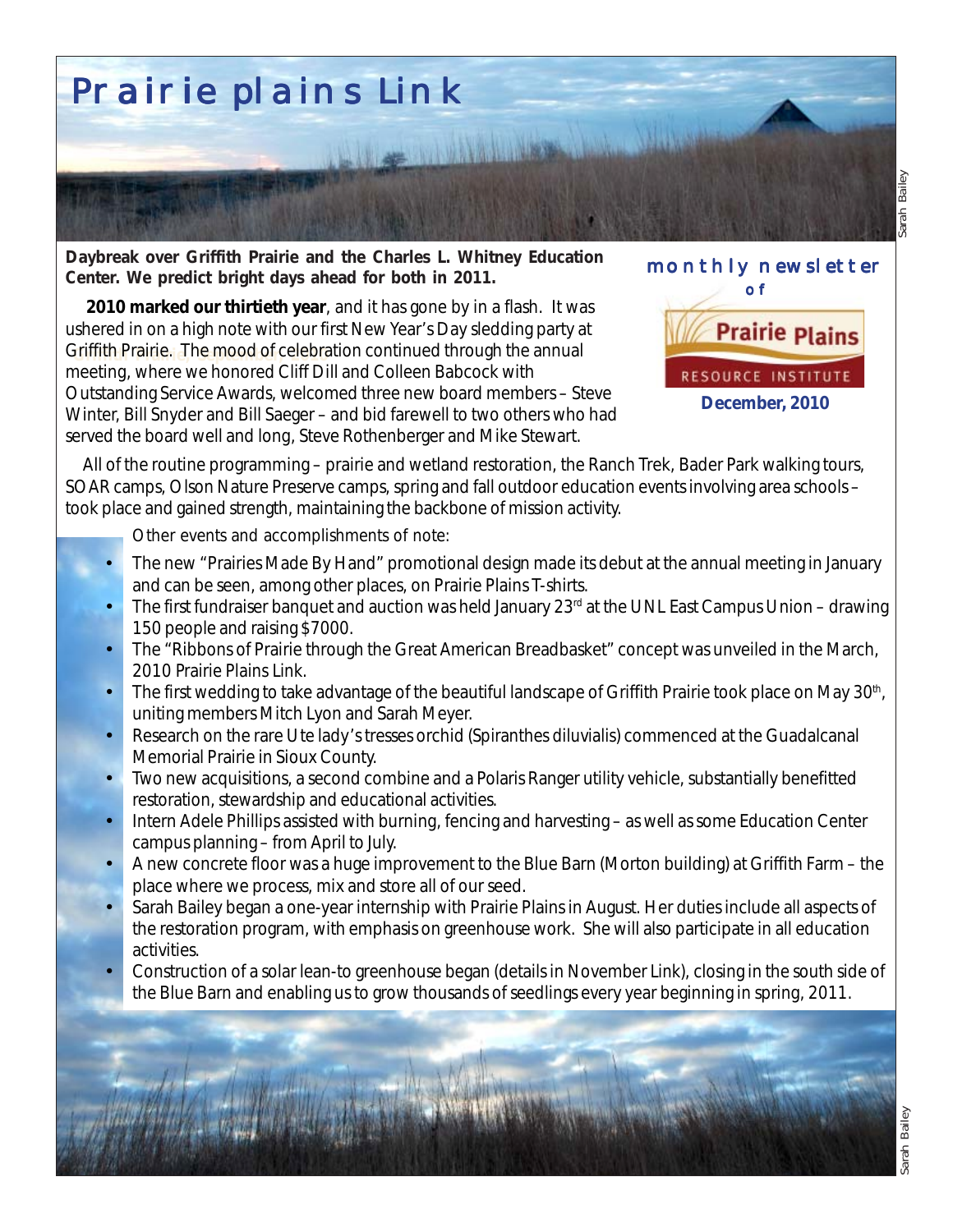# Prairie plains Link

Sarah Bailey

**Daybreak over Griffith Prairie and the Charles L. Whitney Education Center. We predict bright days ahead for both in 2011.**

monthly newsletter of

Prairie Plains RESOURCE INSTITUTE

**December, 2010**

**2010 marked our thirtieth year**, and it has gone by in a flash. It was ushered in on a high note with our first New Year's Day sledding party at Griffith Prairie. The mood of celebration continued through the annual meeting, where we honored Cliff Dill and Colleen Babcock with Outstanding Service Awards, welcomed three new board members – Steve Winter, Bill Snyder and Bill Saeger – and bid farewell to two others who had served the board well and long, Steve Rothenberger and Mike Stewart.

All of the routine programming – prairie and wetland restoration, the Ranch Trek, Bader Park walking tours, SOAR camps, Olson Nature Preserve camps, spring and fall outdoor education events involving area schools – took place and gained strength, maintaining the backbone of mission activity.

Other events and accomplishments of note:

- The new "Prairies Made By Hand" promotional design made its debut at the annual meeting in January and can be seen, among other places, on Prairie Plains T-shirts.
- The first fundraiser banquet and auction was held January 23rd at the UNL East Campus Union – drawing 150 people and raising $7000.
- The "Ribbons of Prairie through the Great American Breadbasket" concept was unveiled in the March, 2010 Prairie Plains Link.
- The first wedding to take advantage of the beautiful landscape of Griffith Prairie took place on May 30th, uniting members Mitch Lyon and Sarah Meyer.
- Research on the rare Ute lady's tresses orchid (Spiranthes diluvialis) commenced at the Guadalcanal Memorial Prairie in Sioux County.
- Two new acquisitions, a second combine and a Polaris Ranger utility vehicle, substantially benefitted restoration, stewardship and educational activities.
- Intern Adele Phillips assisted with burning, fencing and harvesting – as well as some Education Center campus planning – from April to July.
- A new concrete floor was a huge improvement to the Blue Barn (Morton building) at Griffith Farm – the place where we process, mix and store all of our seed.
- Sarah Bailey began a one-year internship with Prairie Plains in August. Her duties include all aspects of the restoration program, with emphasis on greenhouse work. She will also participate in all education activities.
- Construction of a solar lean-to greenhouse began (details in November Link), closing in the south side of the Blue Barn and enabling us to grow thousands of seedlings every year beginning in spring, 2011.

Sarah Bailey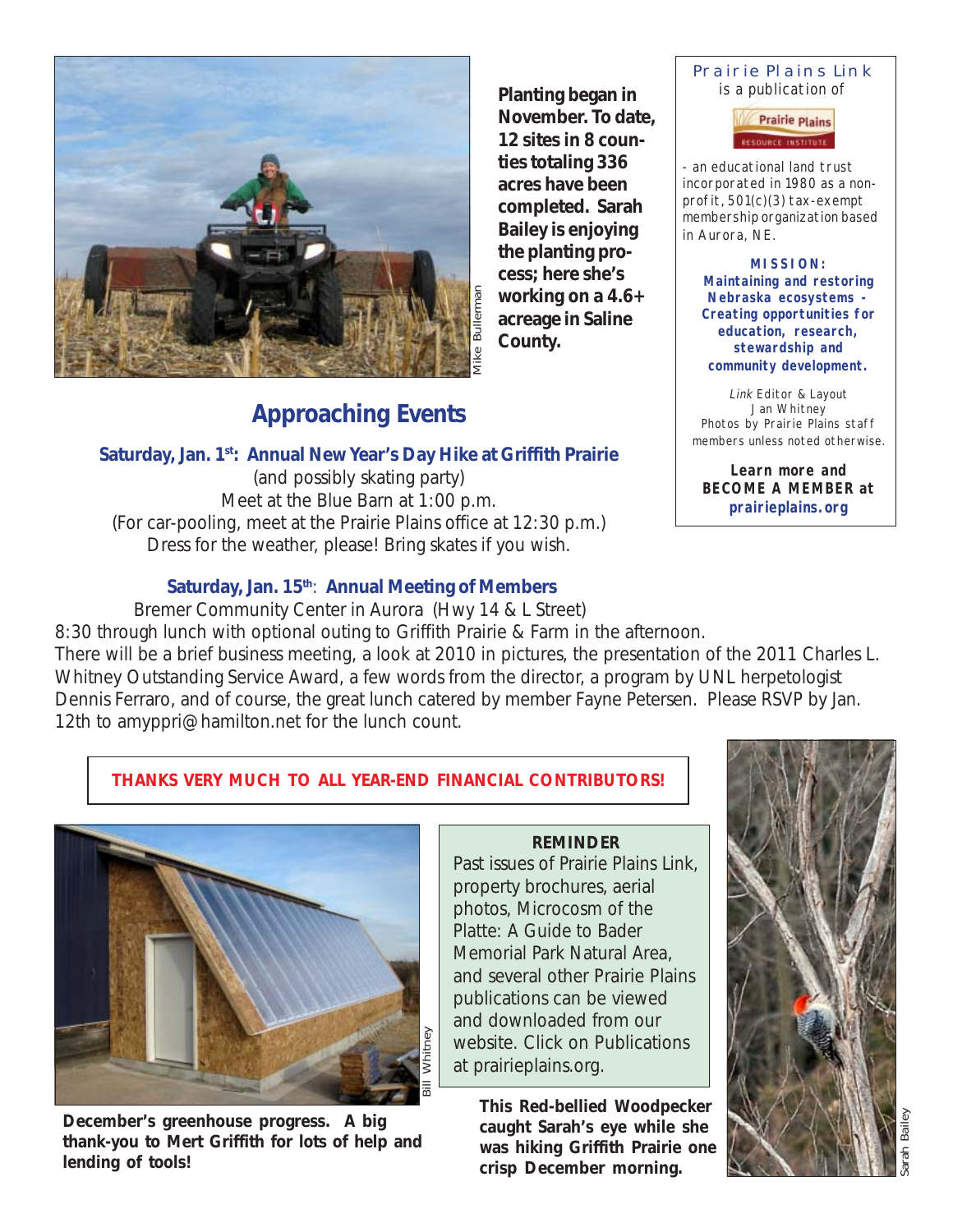Planting began in November. To date, 12 sites in 8 counties totaling 336 acres have been completed. Sarah Bailey is enjoying the planting process; here she's working on a 4.6+ acreage in Saline County.

Mike Bullerman

Prairie Plains Link is a publication of Prairie Plains Resource Institute - an educational land trust incorporated in 1980 as a non-profit, 501(c)(3) tax-exempt membership organization based in Aurora, NE.

**MISSION: Maintaining and restoring Nebraska ecosystems - Creating opportunities for education, research, stewardship and community development.**

*Link* Editor & Layout
Jan Whitney
Photos by Prairie Plains staff members unless noted otherwise.

**Learn more and BECOME A MEMBER at prairieplains.org**

## Approaching Events

### Saturday, Jan. 1st: Annual New Year's Day Hike at Griffith Prairie

(and possibly skating party)
Meet at the Blue Barn at 1:00 p.m.
(For car-pooling, meet at the Prairie Plains office at 12:30 p.m.)
Dress for the weather, please! Bring skates if you wish.

### Saturday, Jan. 15th: Annual Meeting of Members

Bremer Community Center in Aurora (Hwy 14 & L Street)
8:30 through lunch with optional outing to Griffith Prairie & Farm in the afternoon.
There will be a brief business meeting, a look at 2010 in pictures, the presentation of the 2011 Charles L. Whitney Outstanding Service Award, a few words from the director, a program by UNL herpetologist Dennis Ferraro, and of course, the great lunch catered by member Fayne Petersen. Please RSVP by Jan. 12th to amyppri@hamilton.net for the lunch count.

**THANKS VERY MUCH TO ALL YEAR-END FINANCIAL CONTRIBUTORS!**

Bill Whitney

**December's greenhouse progress. A big thank-you to Mert Griffith for lots of help and lending of tools!**

**REMINDER**
Past issues of Prairie Plains Link, property brochures, aerial photos, Microcosm of the Platte: A Guide to Bader Memorial Park Natural Area, and several other Prairie Plains publications can be viewed and downloaded from our website. Click on Publications at prairieplains.org.

**This Red-bellied Woodpecker caught Sarah's eye while she was hiking Griffith Prairie one crisp December morning.**

Sarah Bailey